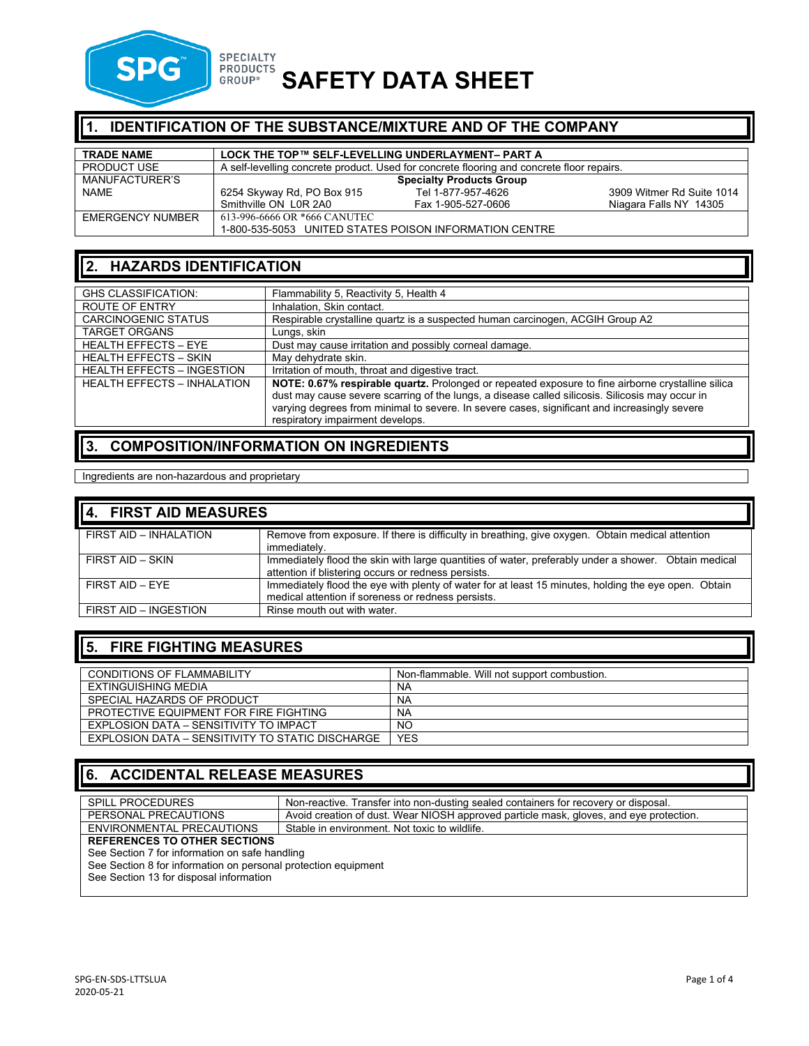SPECIALTY PRODUCTS GROUP®

# SAFETY DATA SHEET

## 1. IDENTIFICATION OF THE SUBSTANCE/MIXTURE AND OF THE COMPANY

| **TRADE NAME** | **LOCK THE TOP™ SELF-LEVELLING UNDERLAYMENT– PART A** |
|---|---|
| PRODUCT USE | A self-levelling concrete product. Used for concrete flooring and concrete floor repairs. |
| MANUFACTURER'S NAME | **Specialty Products Group**<br>6254 Skyway Rd, PO Box 915, Smithville ON L0R 2A0<br>Tel 1-877-957-4626, Fax 1-905-527-0606<br>3909 Witmer Rd Suite 1014, Niagara Falls NY 14305 |
| EMERGENCY NUMBER | 613-996-6666 OR *666 CANUTEC<br>1-800-535-5053 UNITED STATES POISON INFORMATION CENTRE |

## 2. HAZARDS IDENTIFICATION

| | |
|---|---|
| GHS CLASSIFICATION: | Flammability 5, Reactivity 5, Health 4 |
| ROUTE OF ENTRY | Inhalation, Skin contact. |
| CARCINOGENIC STATUS | Respirable crystalline quartz is a suspected human carcinogen, ACGIH Group A2 |
| TARGET ORGANS | Lungs, skin |
| HEALTH EFFECTS – EYE | Dust may cause irritation and possibly corneal damage. |
| HEALTH EFFECTS – SKIN | May dehydrate skin. |
| HEALTH EFFECTS – INGESTION | Irritation of mouth, throat and digestive tract. |
| HEALTH EFFECTS – INHALATION | **NOTE: 0.67% respirable quartz.** Prolonged or repeated exposure to fine airborne crystalline silica dust may cause severe scarring of the lungs, a disease called silicosis. Silicosis may occur in varying degrees from minimal to severe. In severe cases, significant and increasingly severe respiratory impairment develops. |

## 3. COMPOSITION/INFORMATION ON INGREDIENTS

Ingredients are non-hazardous and proprietary

## 4. FIRST AID MEASURES

| | |
|---|---|
| FIRST AID – INHALATION | Remove from exposure. If there is difficulty in breathing, give oxygen. Obtain medical attention immediately. |
| FIRST AID – SKIN | Immediately flood the skin with large quantities of water, preferably under a shower. Obtain medical attention if blistering occurs or redness persists. |
| FIRST AID – EYE | Immediately flood the eye with plenty of water for at least 15 minutes, holding the eye open. Obtain medical attention if soreness or redness persists. |
| FIRST AID – INGESTION | Rinse mouth out with water. |

## 5. FIRE FIGHTING MEASURES

| | |
|---|---|
| CONDITIONS OF FLAMMABILITY | Non-flammable. Will not support combustion. |
| EXTINGUISHING MEDIA | NA |
| SPECIAL HAZARDS OF PRODUCT | NA |
| PROTECTIVE EQUIPMENT FOR FIRE FIGHTING | NA |
| EXPLOSION DATA – SENSITIVITY TO IMPACT | NO |
| EXPLOSION DATA – SENSITIVITY TO STATIC DISCHARGE | YES |

## 6. ACCIDENTAL RELEASE MEASURES

| | |
|---|---|
| SPILL PROCEDURES | Non-reactive. Transfer into non-dusting sealed containers for recovery or disposal. |
| PERSONAL PRECAUTIONS | Avoid creation of dust. Wear NIOSH approved particle mask, gloves, and eye protection. |
| ENVIRONMENTAL PRECAUTIONS | Stable in environment. Not toxic to wildlife. |

**REFERENCES TO OTHER SECTIONS**

See Section 7 for information on safe handling
See Section 8 for information on personal protection equipment
See Section 13 for disposal information

SPG-EN-SDS-LTTSLUA
2020-05-21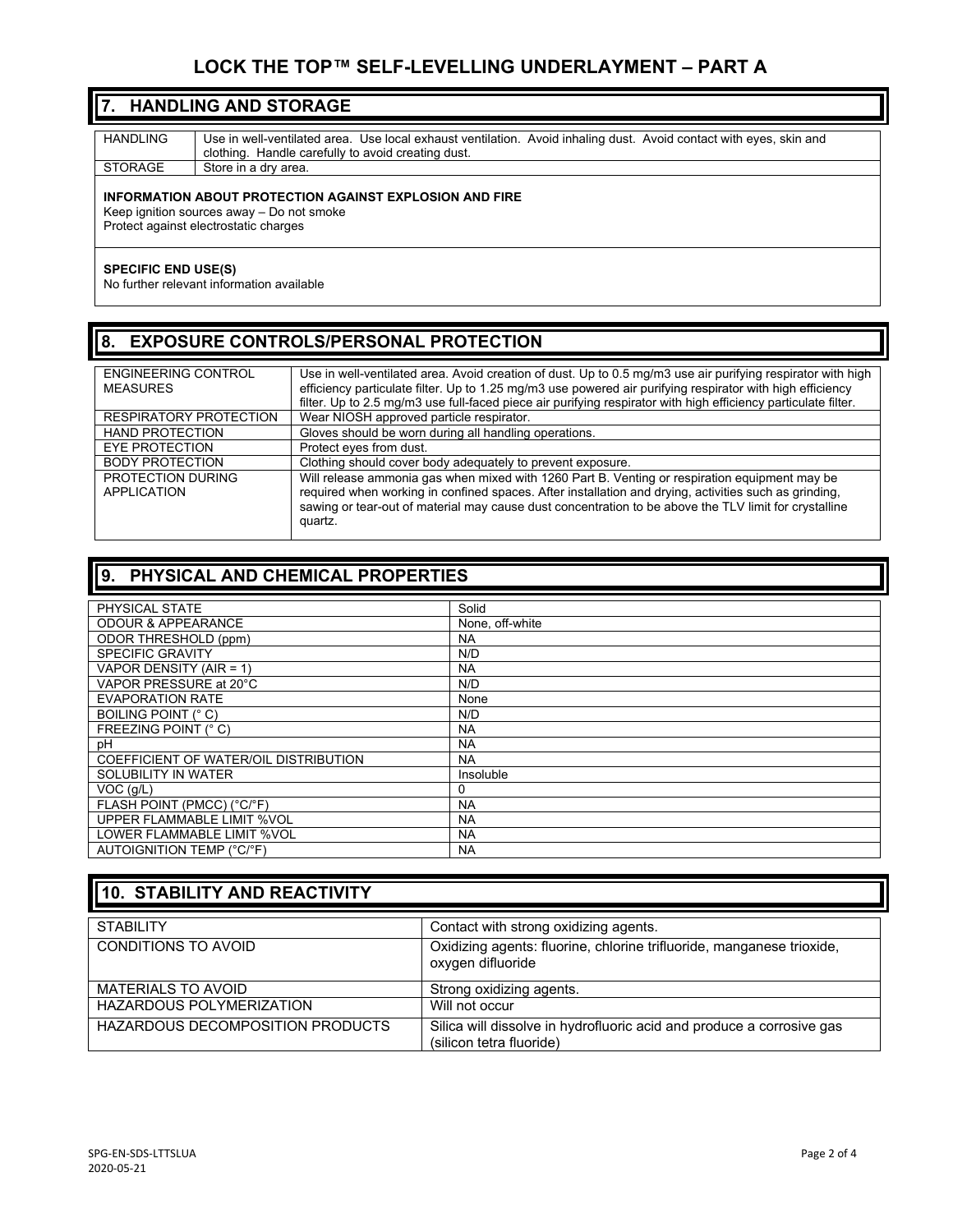## 7. HANDLING AND STORAGE

| | |
|---|---|
| HANDLING | Use in well-ventilated area. Use local exhaust ventilation. Avoid inhaling dust. Avoid contact with eyes, skin and clothing. Handle carefully to avoid creating dust. |
| STORAGE | Store in a dry area. |

**INFORMATION ABOUT PROTECTION AGAINST EXPLOSION AND FIRE**
Keep ignition sources away – Do not smoke
Protect against electrostatic charges

**SPECIFIC END USE(S)**
No further relevant information available

## 8. EXPOSURE CONTROLS/PERSONAL PROTECTION

| | |
|---|---|
| ENGINEERING CONTROL MEASURES | Use in well-ventilated area. Avoid creation of dust. Up to 0.5 mg/m3 use air purifying respirator with high efficiency particulate filter. Up to 1.25 mg/m3 use powered air purifying respirator with high efficiency filter. Up to 2.5 mg/m3 use full-faced piece air purifying respirator with high efficiency particulate filter. |
| RESPIRATORY PROTECTION | Wear NIOSH approved particle respirator. |
| HAND PROTECTION | Gloves should be worn during all handling operations. |
| EYE PROTECTION | Protect eyes from dust. |
| BODY PROTECTION | Clothing should cover body adequately to prevent exposure. |
| PROTECTION DURING APPLICATION | Will release ammonia gas when mixed with 1260 Part B. Venting or respiration equipment may be required when working in confined spaces. After installation and drying, activities such as grinding, sawing or tear-out of material may cause dust concentration to be above the TLV limit for crystalline quartz. |

## 9. PHYSICAL AND CHEMICAL PROPERTIES

| | |
|---|---|
| PHYSICAL STATE | Solid |
| ODOUR & APPEARANCE | None, off-white |
| ODOR THRESHOLD (ppm) | NA |
| SPECIFIC GRAVITY | N/D |
| VAPOR DENSITY (AIR = 1) | NA |
| VAPOR PRESSURE at 20°C | N/D |
| EVAPORATION RATE | None |
| BOILING POINT (° C) | N/D |
| FREEZING POINT (° C) | NA |
| pH | NA |
| COEFFICIENT OF WATER/OIL DISTRIBUTION | NA |
| SOLUBILITY IN WATER | Insoluble |
| VOC (g/L) | 0 |
| FLASH POINT (PMCC) (°C/°F) | NA |
| UPPER FLAMMABLE LIMIT %VOL | NA |
| LOWER FLAMMABLE LIMIT %VOL | NA |
| AUTOIGNITION TEMP (°C/°F) | NA |

## 10. STABILITY AND REACTIVITY

| | |
|---|---|
| STABILITY | Contact with strong oxidizing agents. |
| CONDITIONS TO AVOID | Oxidizing agents: fluorine, chlorine trifluoride, manganese trioxide, oxygen difluoride |
| MATERIALS TO AVOID | Strong oxidizing agents. |
| HAZARDOUS POLYMERIZATION | Will not occur |
| HAZARDOUS DECOMPOSITION PRODUCTS | Silica will dissolve in hydrofluoric acid and produce a corrosive gas (silicon tetra fluoride) |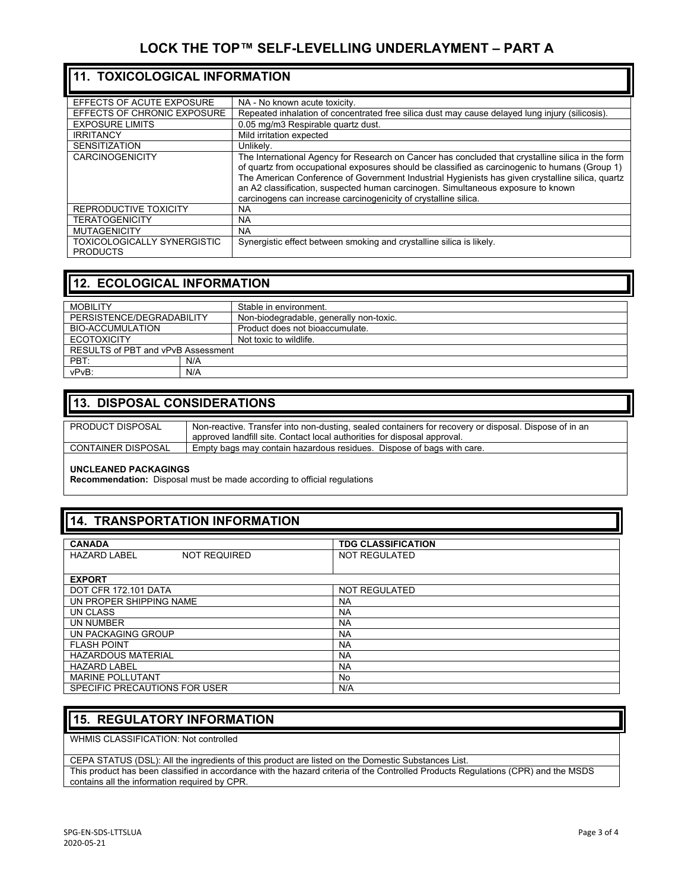# LOCK THE TOP™ SELF-LEVELLING UNDERLAYMENT – PART A

## 11. TOXICOLOGICAL INFORMATION

| | |
|---|---|
| EFFECTS OF ACUTE EXPOSURE | NA - No known acute toxicity. |
| EFFECTS OF CHRONIC EXPOSURE | Repeated inhalation of concentrated free silica dust may cause delayed lung injury (silicosis). |
| EXPOSURE LIMITS | 0.05 mg/m3 Respirable quartz dust. |
| IRRITANCY | Mild irritation expected |
| SENSITIZATION | Unlikely. |
| CARCINOGENICITY | The International Agency for Research on Cancer has concluded that crystalline silica in the form of quartz from occupational exposures should be classified as carcinogenic to humans (Group 1) The American Conference of Government Industrial Hygienists has given crystalline silica, quartz an A2 classification, suspected human carcinogen. Simultaneous exposure to known carcinogens can increase carcinogenicity of crystalline silica. |
| REPRODUCTIVE TOXICITY | NA |
| TERATOGENICITY | NA |
| MUTAGENICITY | NA |
| TOXICOLOGICALLY SYNERGISTIC PRODUCTS | Synergistic effect between smoking and crystalline silica is likely. |

## 12. ECOLOGICAL INFORMATION

| | |
|---|---|
| MOBILITY | Stable in environment. |
| PERSISTENCE/DEGRADABILITY | Non-biodegradable, generally non-toxic. |
| BIO-ACCUMULATION | Product does not bioaccumulate. |
| ECOTOXICITY | Not toxic to wildlife. |
| RESULTS of PBT and vPvB Assessment | |
| PBT: | N/A |
| vPvB: | N/A |

## 13. DISPOSAL CONSIDERATIONS

| | |
|---|---|
| PRODUCT DISPOSAL | Non-reactive. Transfer into non-dusting, sealed containers for recovery or disposal. Dispose of in an approved landfill site. Contact local authorities for disposal approval. |
| CONTAINER DISPOSAL | Empty bags may contain hazardous residues. Dispose of bags with care. |

**UNCLEANED PACKAGINGS**
**Recommendation:** Disposal must be made according to official regulations

## 14. TRANSPORTATION INFORMATION

| **CANADA** | **TDG CLASSIFICATION** |
|---|---|
| HAZARD LABEL NOT REQUIRED | NOT REGULATED |
| **EXPORT** | |
| DOT CFR 172.101 DATA | NOT REGULATED |
| UN PROPER SHIPPING NAME | NA |
| UN CLASS | NA |
| UN NUMBER | NA |
| UN PACKAGING GROUP | NA |
| FLASH POINT | NA |
| HAZARDOUS MATERIAL | NA |
| HAZARD LABEL | NA |
| MARINE POLLUTANT | No |
| SPECIFIC PRECAUTIONS FOR USER | N/A |

## 15. REGULATORY INFORMATION

WHMIS CLASSIFICATION: Not controlled

CEPA STATUS (DSL): All the ingredients of this product are listed on the Domestic Substances List.

This product has been classified in accordance with the hazard criteria of the Controlled Products Regulations (CPR) and the MSDS contains all the information required by CPR.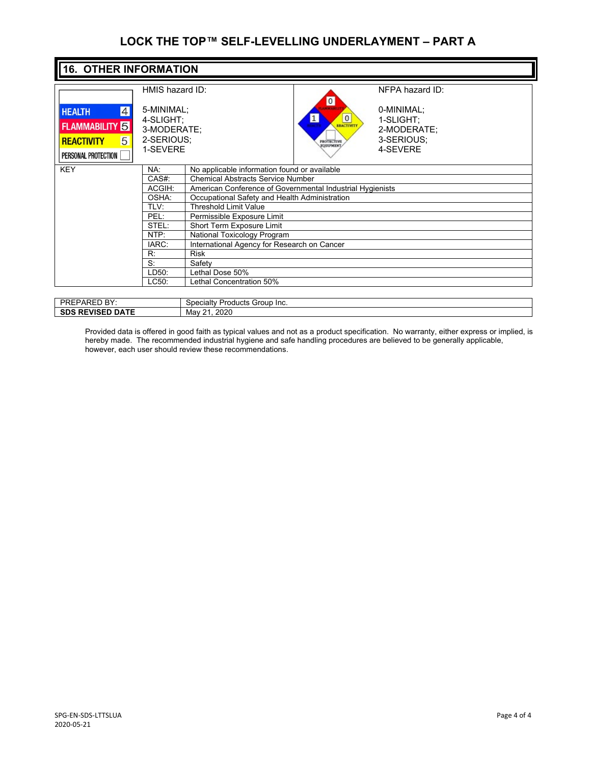## 16. OTHER INFORMATION

| | | | |
|---|---|---|---|
| HEALTH 4<br>FLAMMABILITY 5<br>REACTIVITY 5<br>PERSONAL PROTECTION | HMIS hazard ID:<br>5-MINIMAL;<br>4-SLIGHT;<br>3-MODERATE;<br>2-SERIOUS;<br>1-SEVERE | FLAMMABILITY 0<br>HEALTH 1<br>REACTIVITY 0<br>PROTECTIVE EQUIPMENT | NFPA hazard ID:<br>0-MINIMAL;<br>1-SLIGHT;<br>2-MODERATE;<br>3-SERIOUS;<br>4-SEVERE |

| | | |
|---|---|---|
| KEY | NA: | No applicable information found or available |
| | CAS#: | Chemical Abstracts Service Number |
| | ACGIH: | American Conference of Governmental Industrial Hygienists |
| | OSHA: | Occupational Safety and Health Administration |
| | TLV: | Threshold Limit Value |
| | PEL: | Permissible Exposure Limit |
| | STEL: | Short Term Exposure Limit |
| | NTP: | National Toxicology Program |
| | IARC: | International Agency for Research on Cancer |
| | R: | Risk |
| | S: | Safety |
| | LD50: | Lethal Dose 50% |
| | LC50: | Lethal Concentration 50% |

| | |
|---|---|
| PREPARED BY: | Specialty Products Group Inc. |
| **SDS REVISED DATE** | May 21, 2020 |

Provided data is offered in good faith as typical values and not as a product specification. No warranty, either express or implied, is hereby made. The recommended industrial hygiene and safe handling procedures are believed to be generally applicable, however, each user should review these recommendations.